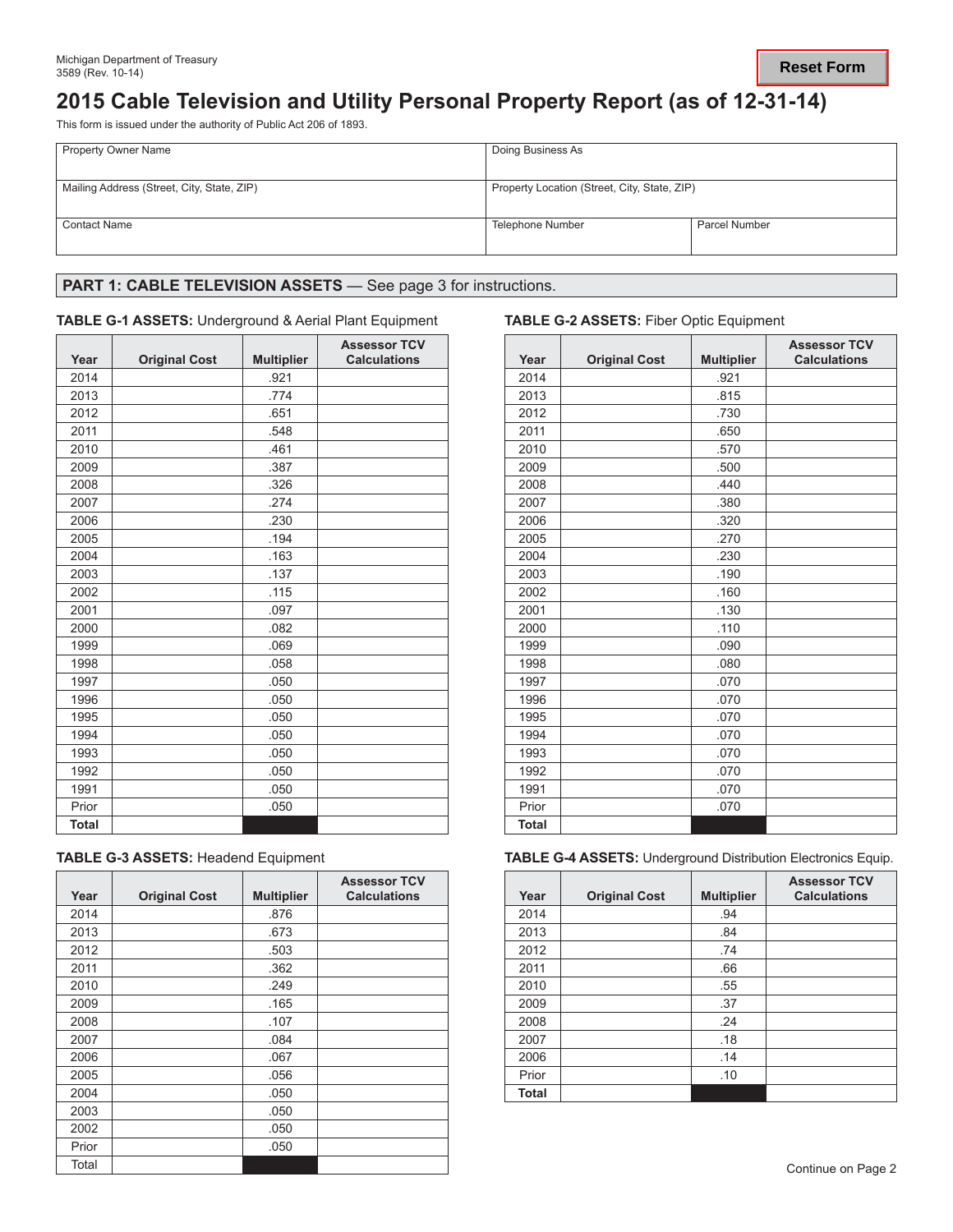Michigan Department of Treasury
3589 (Rev. 10-14)

Reset Form

# 2015 Cable Television and Utility Personal Property Report (as of 12-31-14)

This form is issued under the authority of Public Act 206 of 1893.

| Property Owner Name | Doing Business As | |
|---|---|---|
| Mailing Address (Street, City, State, ZIP) | Property Location (Street, City, State, ZIP) | |
| Contact Name | Telephone Number | Parcel Number |

## PART 1: CABLE TELEVISION ASSETS — See page 3 for instructions.

**TABLE G-1 ASSETS:** Underground & Aerial Plant Equipment

| Year | Original Cost | Multiplier | Assessor TCV Calculations |
|---|---|---|---|
| 2014 | | .921 | |
| 2013 | | .774 | |
| 2012 | | .651 | |
| 2011 | | .548 | |
| 2010 | | .461 | |
| 2009 | | .387 | |
| 2008 | | .326 | |
| 2007 | | .274 | |
| 2006 | | .230 | |
| 2005 | | .194 | |
| 2004 | | .163 | |
| 2003 | | .137 | |
| 2002 | | .115 | |
| 2001 | | .097 | |
| 2000 | | .082 | |
| 1999 | | .069 | |
| 1998 | | .058 | |
| 1997 | | .050 | |
| 1996 | | .050 | |
| 1995 | | .050 | |
| 1994 | | .050 | |
| 1993 | | .050 | |
| 1992 | | .050 | |
| 1991 | | .050 | |
| Prior | | .050 | |
| **Total** | | | |

**TABLE G-2 ASSETS:** Fiber Optic Equipment

| Year | Original Cost | Multiplier | Assessor TCV Calculations |
|---|---|---|---|
| 2014 | | .921 | |
| 2013 | | .815 | |
| 2012 | | .730 | |
| 2011 | | .650 | |
| 2010 | | .570 | |
| 2009 | | .500 | |
| 2008 | | .440 | |
| 2007 | | .380 | |
| 2006 | | .320 | |
| 2005 | | .270 | |
| 2004 | | .230 | |
| 2003 | | .190 | |
| 2002 | | .160 | |
| 2001 | | .130 | |
| 2000 | | .110 | |
| 1999 | | .090 | |
| 1998 | | .080 | |
| 1997 | | .070 | |
| 1996 | | .070 | |
| 1995 | | .070 | |
| 1994 | | .070 | |
| 1993 | | .070 | |
| 1992 | | .070 | |
| 1991 | | .070 | |
| Prior | | .070 | |
| **Total** | | | |

**TABLE G-3 ASSETS:** Headend Equipment

| Year | Original Cost | Multiplier | Assessor TCV Calculations |
|---|---|---|---|
| 2014 | | .876 | |
| 2013 | | .673 | |
| 2012 | | .503 | |
| 2011 | | .362 | |
| 2010 | | .249 | |
| 2009 | | .165 | |
| 2008 | | .107 | |
| 2007 | | .084 | |
| 2006 | | .067 | |
| 2005 | | .056 | |
| 2004 | | .050 | |
| 2003 | | .050 | |
| 2002 | | .050 | |
| Prior | | .050 | |
| Total | | | |

**TABLE G-4 ASSETS:** Underground Distribution Electronics Equip.

| Year | Original Cost | Multiplier | Assessor TCV Calculations |
|---|---|---|---|
| 2014 | | .94 | |
| 2013 | | .84 | |
| 2012 | | .74 | |
| 2011 | | .66 | |
| 2010 | | .55 | |
| 2009 | | .37 | |
| 2008 | | .24 | |
| 2007 | | .18 | |
| 2006 | | .14 | |
| Prior | | .10 | |
| **Total** | | | |

Continue on Page 2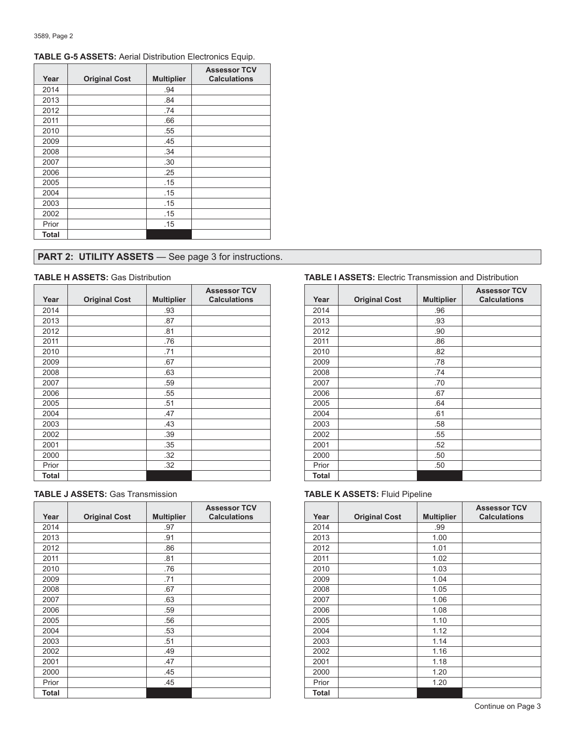**TABLE G-5 ASSETS:** Aerial Distribution Electronics Equip.

| Year | Original Cost | Multiplier | Assessor TCV Calculations |
|---|---|---|---|
| 2014 | | .94 | |
| 2013 | | .84 | |
| 2012 | | .74 | |
| 2011 | | .66 | |
| 2010 | | .55 | |
| 2009 | | .45 | |
| 2008 | | .34 | |
| 2007 | | .30 | |
| 2006 | | .25 | |
| 2005 | | .15 | |
| 2004 | | .15 | |
| 2003 | | .15 | |
| 2002 | | .15 | |
| Prior | | .15 | |
| **Total** | | | |

## PART 2: UTILITY ASSETS — See page 3 for instructions.

**TABLE H ASSETS:** Gas Distribution

| Year | Original Cost | Multiplier | Assessor TCV Calculations |
|---|---|---|---|
| 2014 | | .93 | |
| 2013 | | .87 | |
| 2012 | | .81 | |
| 2011 | | .76 | |
| 2010 | | .71 | |
| 2009 | | .67 | |
| 2008 | | .63 | |
| 2007 | | .59 | |
| 2006 | | .55 | |
| 2005 | | .51 | |
| 2004 | | .47 | |
| 2003 | | .43 | |
| 2002 | | .39 | |
| 2001 | | .35 | |
| 2000 | | .32 | |
| Prior | | .32 | |
| **Total** | | | |

**TABLE I ASSETS:** Electric Transmission and Distribution

| Year | Original Cost | Multiplier | Assessor TCV Calculations |
|---|---|---|---|
| 2014 | | .96 | |
| 2013 | | .93 | |
| 2012 | | .90 | |
| 2011 | | .86 | |
| 2010 | | .82 | |
| 2009 | | .78 | |
| 2008 | | .74 | |
| 2007 | | .70 | |
| 2006 | | .67 | |
| 2005 | | .64 | |
| 2004 | | .61 | |
| 2003 | | .58 | |
| 2002 | | .55 | |
| 2001 | | .52 | |
| 2000 | | .50 | |
| Prior | | .50 | |
| **Total** | | | |

**TABLE J ASSETS:** Gas Transmission

| Year | Original Cost | Multiplier | Assessor TCV Calculations |
|---|---|---|---|
| 2014 | | .97 | |
| 2013 | | .91 | |
| 2012 | | .86 | |
| 2011 | | .81 | |
| 2010 | | .76 | |
| 2009 | | .71 | |
| 2008 | | .67 | |
| 2007 | | .63 | |
| 2006 | | .59 | |
| 2005 | | .56 | |
| 2004 | | .53 | |
| 2003 | | .51 | |
| 2002 | | .49 | |
| 2001 | | .47 | |
| 2000 | | .45 | |
| Prior | | .45 | |
| **Total** | | | |

**TABLE K ASSETS:** Fluid Pipeline

| Year | Original Cost | Multiplier | Assessor TCV Calculations |
|---|---|---|---|
| 2014 | | .99 | |
| 2013 | | 1.00 | |
| 2012 | | 1.01 | |
| 2011 | | 1.02 | |
| 2010 | | 1.03 | |
| 2009 | | 1.04 | |
| 2008 | | 1.05 | |
| 2007 | | 1.06 | |
| 2006 | | 1.08 | |
| 2005 | | 1.10 | |
| 2004 | | 1.12 | |
| 2003 | | 1.14 | |
| 2002 | | 1.16 | |
| 2001 | | 1.18 | |
| 2000 | | 1.20 | |
| Prior | | 1.20 | |
| **Total** | | | |

Continue on Page 3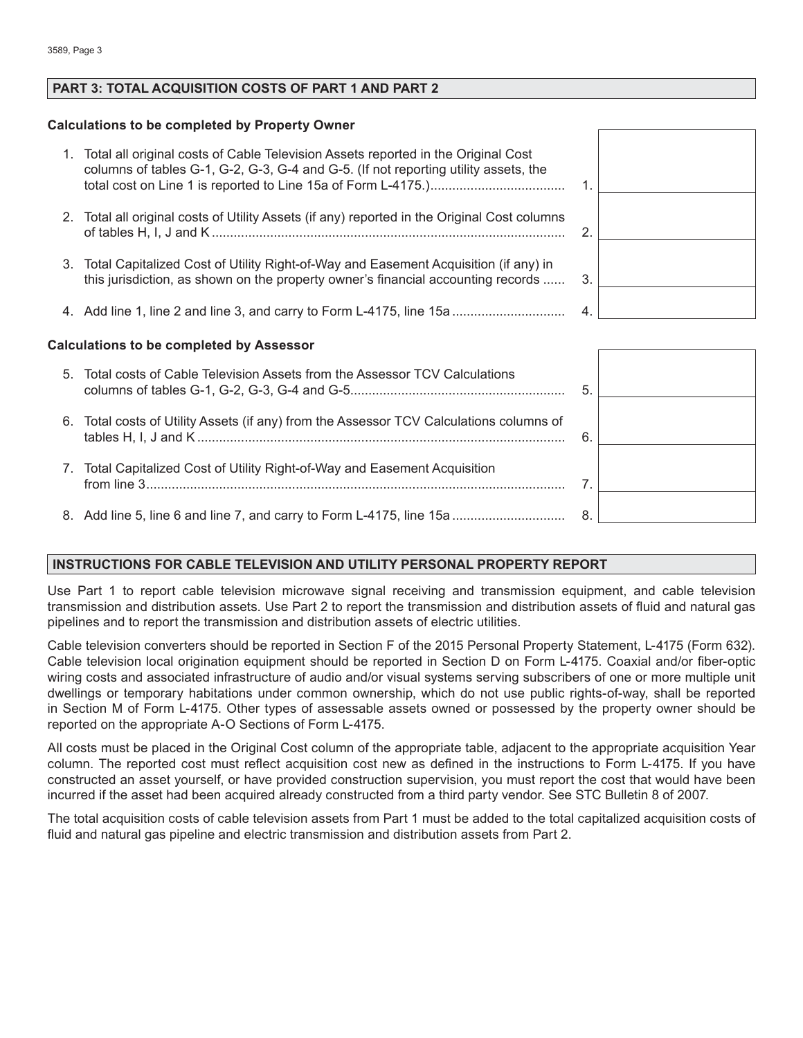## PART 3: TOTAL ACQUISITION COSTS OF PART 1 AND PART 2

**Calculations to be completed by Property Owner**

| | | |
|---|---|---|
| 1. Total all original costs of Cable Television Assets reported in the Original Cost columns of tables G-1, G-2, G-3, G-4 and G-5. (If not reporting utility assets, the total cost on Line 1 is reported to Line 15a of Form L-4175.) | 1. | |
| 2. Total all original costs of Utility Assets (if any) reported in the Original Cost columns of tables H, I, J and K | 2. | |
| 3. Total Capitalized Cost of Utility Right-of-Way and Easement Acquisition (if any) in this jurisdiction, as shown on the property owner's financial accounting records | 3. | |
| 4. Add line 1, line 2 and line 3, and carry to Form L-4175, line 15a | 4. | |

**Calculations to be completed by Assessor**

| | | |
|---|---|---|
| 5. Total costs of Cable Television Assets from the Assessor TCV Calculations columns of tables G-1, G-2, G-3, G-4 and G-5 | 5. | |
| 6. Total costs of Utility Assets (if any) from the Assessor TCV Calculations columns of tables H, I, J and K | 6. | |
| 7. Total Capitalized Cost of Utility Right-of-Way and Easement Acquisition from line 3 | 7. | |
| 8. Add line 5, line 6 and line 7, and carry to Form L-4175, line 15a | 8. | |

## INSTRUCTIONS FOR CABLE TELEVISION AND UTILITY PERSONAL PROPERTY REPORT

Use Part 1 to report cable television microwave signal receiving and transmission equipment, and cable television transmission and distribution assets. Use Part 2 to report the transmission and distribution assets of fluid and natural gas pipelines and to report the transmission and distribution assets of electric utilities.

Cable television converters should be reported in Section F of the 2015 Personal Property Statement, L-4175 (Form 632). Cable television local origination equipment should be reported in Section D on Form L-4175. Coaxial and/or fiber-optic wiring costs and associated infrastructure of audio and/or visual systems serving subscribers of one or more multiple unit dwellings or temporary habitations under common ownership, which do not use public rights-of-way, shall be reported in Section M of Form L-4175. Other types of assessable assets owned or possessed by the property owner should be reported on the appropriate A-O Sections of Form L-4175.

All costs must be placed in the Original Cost column of the appropriate table, adjacent to the appropriate acquisition Year column. The reported cost must reflect acquisition cost new as defined in the instructions to Form L-4175. If you have constructed an asset yourself, or have provided construction supervision, you must report the cost that would have been incurred if the asset had been acquired already constructed from a third party vendor. See STC Bulletin 8 of 2007.

The total acquisition costs of cable television assets from Part 1 must be added to the total capitalized acquisition costs of fluid and natural gas pipeline and electric transmission and distribution assets from Part 2.